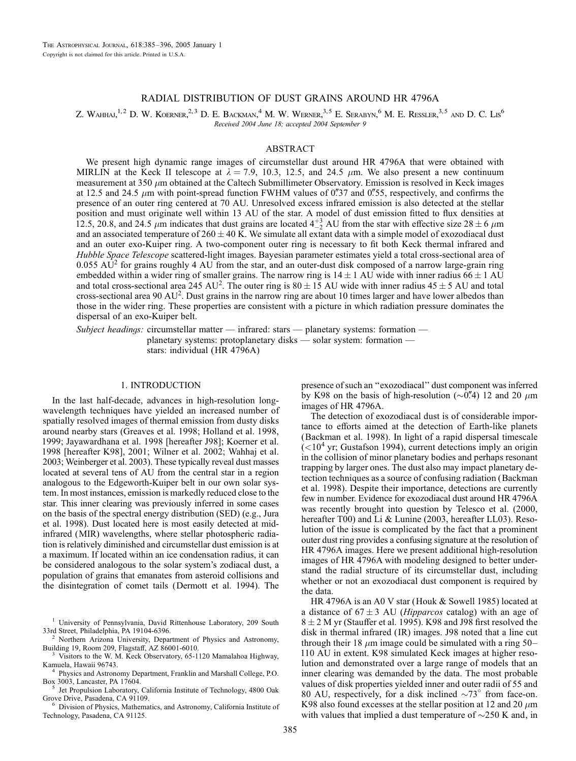# RADIAL DISTRIBUTION OF DUST GRAINS AROUND HR 4796A

Z. Wahhaj,[1,2] D. W. Koerner,[2,3] D. E. Backman,[4] M. W. Werner,[3,5] E. Serabyn,[6] M. E. Ressler,[3,5] and D. C. Lis[6]

*Received 2004 June 18; accepted 2004 September 9*

## ABSTRACT

We present high dynamic range images of circumstellar dust around HR 4796A that were obtained with MIRLIN at the Keck II telescope at $\lambda = 7.9$, 10.3, 12.5, and 24.5 $\mu$m. We also present a new continuum measurement at 350 $\mu$m obtained at the Caltech Submillimeter Observatory. Emission is resolved in Keck images at 12.5 and 24.5 $\mu$m with point-spread function FWHM values of 0."37 and 0."55, respectively, and confirms the presence of an outer ring centered at 70 AU. Unresolved excess infrared emission is also detected at the stellar position and must originate well within 13 AU of the star. A model of dust emission fitted to flux densities at 12.5, 20.8, and 24.5 $\mu$m indicates that dust grains are located $4^{+3}_{-2}$ AU from the star with effective size $28 \pm 6$ $\mu$m and an associated temperature of $260 \pm 40$ K. We simulate all extant data with a simple model of exozodiacal dust and an outer exo-Kuiper ring. A two-component outer ring is necessary to fit both Keck thermal infrared and *Hubble Space Telescope* scattered-light images. Bayesian parameter estimates yield a total cross-sectional area of 0.055 AU$^2$ for grains roughly 4 AU from the star, and an outer-dust disk composed of a narrow large-grain ring embedded within a wider ring of smaller grains. The narrow ring is $14 \pm 1$ AU wide with inner radius $66 \pm 1$ AU and total cross-sectional area 245 AU$^2$. The outer ring is $80 \pm 15$ AU wide with inner radius $45 \pm 5$ AU and total cross-sectional area 90 AU$^2$. Dust grains in the narrow ring are about 10 times larger and have lower albedos than those in the wider ring. These properties are consistent with a picture in which radiation pressure dominates the dispersal of an exo-Kuiper belt.

*Subject headings:* circumstellar matter — infrared: stars — planetary systems: formation — planetary systems: protoplanetary disks — solar system: formation — stars: individual (HR 4796A)

## 1. INTRODUCTION

In the last half-decade, advances in high-resolution long-wavelength techniques have yielded an increased number of spatially resolved images of thermal emission from dusty disks around nearby stars (Greaves et al. 1998; Holland et al. 1998, 1999; Jayawardhana et al. 1998 [hereafter J98]; Koerner et al. 1998 [hereafter K98], 2001; Wilner et al. 2002; Wahhaj et al. 2003; Weinberger et al. 2003). These typically reveal dust masses located at several tens of AU from the central star in a region analogous to the Edgeworth-Kuiper belt in our own solar system. In most instances, emission is markedly reduced close to the star. This inner clearing was previously inferred in some cases on the basis of the spectral energy distribution (SED) (e.g., Jura et al. 1998). Dust located here is most easily detected at mid-infrared (MIR) wavelengths, where stellar photospheric radiation is relatively diminished and circumstellar dust emission is at a maximum. If located within an ice condensation radius, it can be considered analogous to the solar system's zodiacal dust, a population of grains that emanates from asteroid collisions and the disintegration of comet tails (Dermott et al. 1994). The presence of such an "exozodiacal" dust component was inferred by K98 on the basis of high-resolution (~0."4) 12 and 20 $\mu$m images of HR 4796A.

The detection of exozodiacal dust is of considerable importance to efforts aimed at the detection of Earth-like planets (Backman et al. 1998). In light of a rapid dispersal timescale ($<10^4$ yr; Gustafson 1994), current detections imply an origin in the collision of minor planetary bodies and perhaps resonant trapping by larger ones. The dust also may impact planetary detection techniques as a source of confusing radiation (Backman et al. 1998). Despite their importance, detections are currently few in number. Evidence for exozodiacal dust around HR 4796A was recently brought into question by Telesco et al. (2000, hereafter T00) and Li & Lunine (2003, hereafter LL03). Resolution of the issue is complicated by the fact that a prominent outer dust ring provides a confusing signature at the resolution of HR 4796A images. Here we present additional high-resolution images of HR 4796A with modeling designed to better understand the radial structure of its circumstellar dust, including whether or not an exozodiacal dust component is required by the data.

HR 4796A is an A0 V star (Houk & Sowell 1985) located at a distance of $67 \pm 3$ AU (*Hipparcos* catalog) with an age of $8 \pm 2$ M yr (Stauffer et al. 1995). K98 and J98 first resolved the disk in thermal infrared (IR) images. J98 noted that a line cut through their 18 $\mu$m image could be simulated with a ring 50–110 AU in extent. K98 simulated Keck images at higher resolution and demonstrated over a large range of models that an inner clearing was demanded by the data. The most probable values of disk properties yielded inner and outer radii of 55 and 80 AU, respectively, for a disk inclined ~73° from face-on. K98 also found excesses at the stellar position at 12 and 20 $\mu$m with values that implied a dust temperature of ~250 K and, in

[1] University of Pennsylvania, David Rittenhouse Laboratory, 209 South 33rd Street, Philadelphia, PA 19104-6396.

[2] Northern Arizona University, Department of Physics and Astronomy, Building 19, Room 209, Flagstaff, AZ 86001-6010.

[3] Visitors to the W. M. Keck Observatory, 65-1120 Mamalahoa Highway, Kamuela, Hawaii 96743.

[4] Physics and Astronomy Department, Franklin and Marshall College, P.O. Box 3003, Lancaster, PA 17604.

[5] Jet Propulsion Laboratory, California Institute of Technology, 4800 Oak Grove Drive, Pasadena, CA 91109.

[6] Division of Physics, Mathematics, and Astronomy, California Institute of Technology, Pasadena, CA 91125.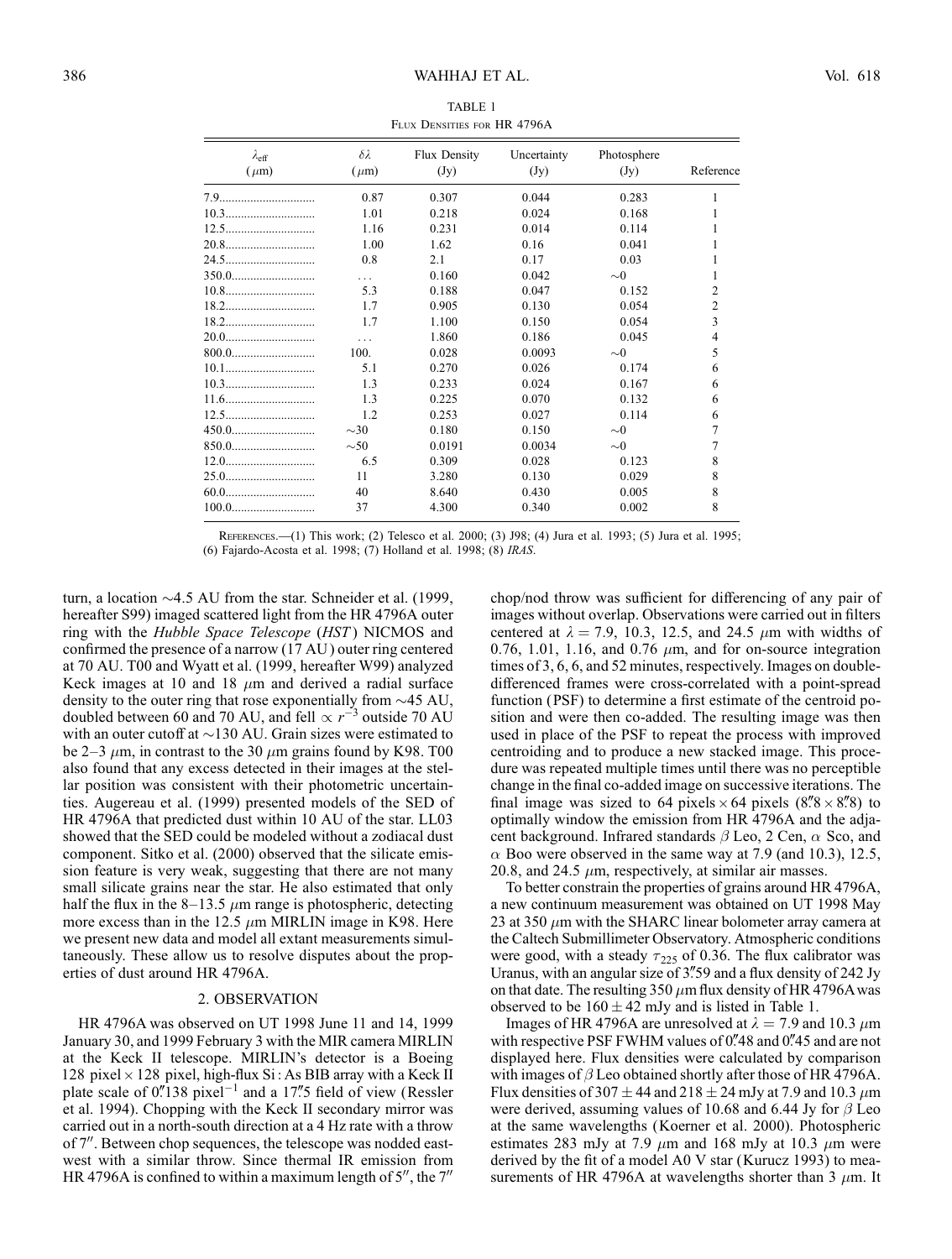TABLE 1
Flux Densities for HR 4796A

| $\lambda_{\rm eff}$ ($\mu$m) | $\delta\lambda$ ($\mu$m) | Flux Density (Jy) | Uncertainty (Jy) | Photosphere (Jy) | Reference |
|---|---|---|---|---|---|
| 7.9 | 0.87 | 0.307 | 0.044 | 0.283 | 1 |
| 10.3 | 1.01 | 0.218 | 0.024 | 0.168 | 1 |
| 12.5 | 1.16 | 0.231 | 0.014 | 0.114 | 1 |
| 20.8 | 1.00 | 1.62 | 0.16 | 0.041 | 1 |
| 24.5 | 0.8 | 2.1 | 0.17 | 0.03 | 1 |
| 350.0 | ... | 0.160 | 0.042 | ~0 | 1 |
| 10.8 | 5.3 | 0.188 | 0.047 | 0.152 | 2 |
| 18.2 | 1.7 | 0.905 | 0.130 | 0.054 | 2 |
| 18.2 | 1.7 | 1.100 | 0.150 | 0.054 | 3 |
| 20.0 | ... | 1.860 | 0.186 | 0.045 | 4 |
| 800.0 | 100. | 0.028 | 0.0093 | ~0 | 5 |
| 10.1 | 5.1 | 0.270 | 0.026 | 0.174 | 6 |
| 10.3 | 1.3 | 0.233 | 0.024 | 0.167 | 6 |
| 11.6 | 1.3 | 0.225 | 0.070 | 0.132 | 6 |
| 12.5 | 1.2 | 0.253 | 0.027 | 0.114 | 6 |
| 450.0 | ~30 | 0.180 | 0.150 | ~0 | 7 |
| 850.0 | ~50 | 0.0191 | 0.0034 | ~0 | 7 |
| 12.0 | 6.5 | 0.309 | 0.028 | 0.123 | 8 |
| 25.0 | 11 | 3.280 | 0.130 | 0.029 | 8 |
| 60.0 | 40 | 8.640 | 0.430 | 0.005 | 8 |
| 100.0 | 37 | 4.300 | 0.340 | 0.002 | 8 |

References.—(1) This work; (2) Telesco et al. 2000; (3) J98; (4) Jura et al. 1993; (5) Jura et al. 1995; (6) Fajardo-Acosta et al. 1998; (7) Holland et al. 1998; (8) *IRAS*.

turn, a location ~4.5 AU from the star. Schneider et al. (1999, hereafter S99) imaged scattered light from the HR 4796A outer ring with the *Hubble Space Telescope* (*HST*) NICMOS and confirmed the presence of a narrow (17 AU) outer ring centered at 70 AU. T00 and Wyatt et al. (1999, hereafter W99) analyzed Keck images at 10 and 18 $\mu$m and derived a radial surface density to the outer ring that rose exponentially from ~45 AU, doubled between 60 and 70 AU, and fell $\propto r^{-3}$ outside 70 AU with an outer cutoff at ~130 AU. Grain sizes were estimated to be 2–3 $\mu$m, in contrast to the 30 $\mu$m grains found by K98. T00 also found that any excess detected in their images at the stellar position was consistent with their photometric uncertainties. Augereau et al. (1999) presented models of the SED of HR 4796A that predicted dust within 10 AU of the star. LL03 showed that the SED could be modeled without a zodiacal dust component. Sitko et al. (2000) observed that the silicate emission feature is very weak, suggesting that there are not many small silicate grains near the star. He also estimated that only half the flux in the 8–13.5 $\mu$m range is photospheric, detecting more excess than in the 12.5 $\mu$m MIRLIN image in K98. Here we present new data and model all extant measurements simultaneously. These allow us to resolve disputes about the properties of dust around HR 4796A.

## 2. OBSERVATION

HR 4796A was observed on UT 1998 June 11 and 14, 1999 January 30, and 1999 February 3 with the MIR camera MIRLIN at the Keck II telescope. MIRLIN's detector is a Boeing 128 pixel × 128 pixel, high-flux Si : As BIB array with a Keck II plate scale of 0."138 pixel$^{-1}$ and a 17."5 field of view (Ressler et al. 1994). Chopping with the Keck II secondary mirror was carried out in a north-south direction at a 4 Hz rate with a throw of 7". Between chop sequences, the telescope was nodded east-west with a similar throw. Since thermal IR emission from HR 4796A is confined to within a maximum length of 5", the 7" chop/nod throw was sufficient for differencing of any pair of images without overlap. Observations were carried out in filters centered at $\lambda = 7.9$, 10.3, 12.5, and 24.5 $\mu$m with widths of 0.76, 1.01, 1.16, and 0.76 $\mu$m, and for on-source integration times of 3, 6, 6, and 52 minutes, respectively. Images on double-differenced frames were cross-correlated with a point-spread function (PSF) to determine a first estimate of the centroid position and were then co-added. The resulting image was then used in place of the PSF to repeat the process with improved centroiding and to produce a new stacked image. This procedure was repeated multiple times until there was no perceptible change in the final co-added image on successive iterations. The final image was sized to 64 pixels × 64 pixels (8."8 × 8."8) to optimally window the emission from HR 4796A and the adjacent background. Infrared standards $\beta$ Leo, 2 Cen, $\alpha$ Sco, and $\alpha$ Boo were observed in the same way at 7.9 (and 10.3), 12.5, 20.8, and 24.5 $\mu$m, respectively, at similar air masses.

To better constrain the properties of grains around HR 4796A, a new continuum measurement was obtained on UT 1998 May 23 at 350 $\mu$m with the SHARC linear bolometer array camera at the Caltech Submillimeter Observatory. Atmospheric conditions were good, with a steady $\tau_{225}$ of 0.36. The flux calibrator was Uranus, with an angular size of 3."59 and a flux density of 242 Jy on that date. The resulting 350 $\mu$m flux density of HR 4796A was observed to be 160 ± 42 mJy and is listed in Table 1.

Images of HR 4796A are unresolved at $\lambda = 7.9$ and 10.3 $\mu$m with respective PSF FWHM values of 0."48 and 0."45 and are not displayed here. Flux densities were calculated by comparison with images of $\beta$ Leo obtained shortly after those of HR 4796A. Flux densities of 307 ± 44 and 218 ± 24 mJy at 7.9 and 10.3 $\mu$m were derived, assuming values of 10.68 and 6.44 Jy for $\beta$ Leo at the same wavelengths (Koerner et al. 2000). Photospheric estimates 283 mJy at 7.9 $\mu$m and 168 mJy at 10.3 $\mu$m were derived by the fit of a model A0 V star (Kurucz 1993) to measurements of HR 4796A at wavelengths shorter than 3 $\mu$m. It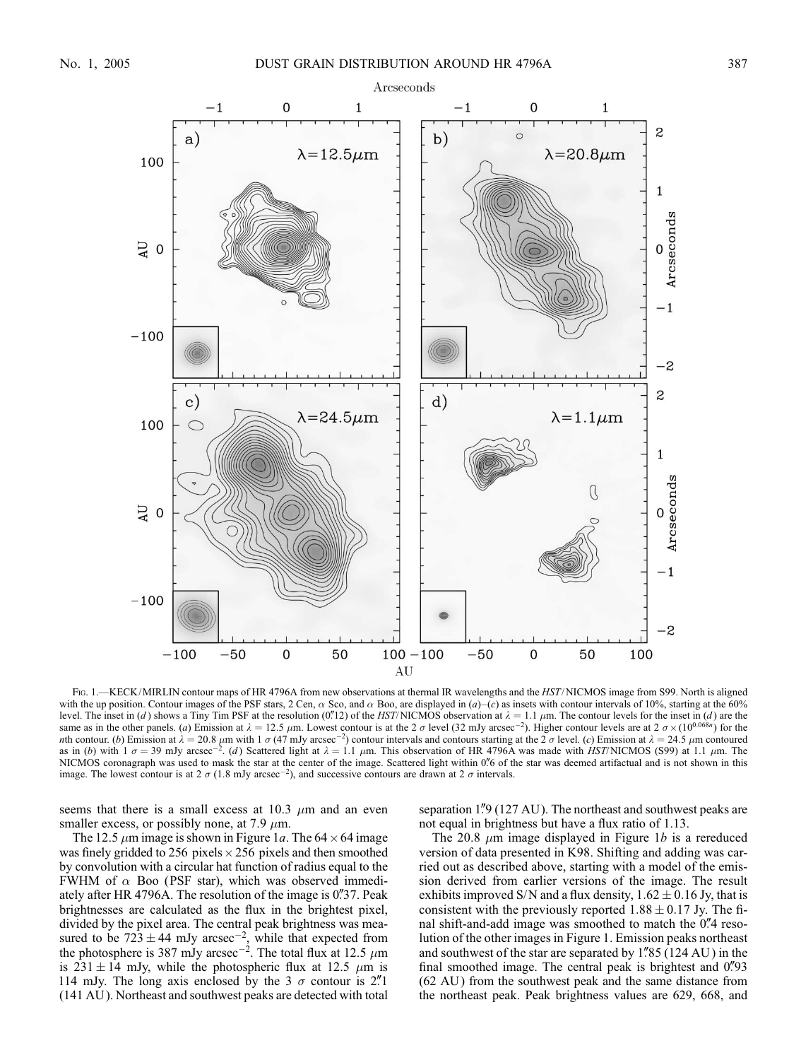Fig. 1.—KECK/MIRLIN contour maps of HR 4796A from new observations at thermal IR wavelengths and the *HST*/NICMOS image from S99. North is aligned with the up position. Contour images of the PSF stars, 2 Cen, $\alpha$ Sco, and $\alpha$ Boo, are displayed in (*a*)–(*c*) as insets with contour intervals of 10%, starting at the 60% level. The inset in (*d*) shows a Tiny Tim PSF at the resolution (0.″12) of the *HST*/NICMOS observation at $\lambda = 1.1$ $\mu$m. The contour levels for the inset in (*d*) are the same as in the other panels. (*a*) Emission at $\lambda = 12.5$ $\mu$m. Lowest contour is at the 2 $\sigma$ level (32 mJy arcsec$^{-2}$). Higher contour levels are at 2 $\sigma \times (10^{0.068n})$ for the *n*th contour. (*b*) Emission at $\lambda = 20.8$ $\mu$m with 1 $\sigma$ (47 mJy arcsec$^{-2}$) contour intervals and contours starting at the 2 $\sigma$ level. (*c*) Emission at $\lambda = 24.5$ $\mu$m contoured as in (*b*) with 1 $\sigma$ = 39 mJy arcsec$^{-2}$. (*d*) Scattered light at $\lambda = 1.1$ $\mu$m. This observation of HR 4796A was made with *HST*/NICMOS (S99) at 1.1 $\mu$m. The NICMOS coronagraph was used to mask the star at the center of the image. Scattered light within 0.″6 of the star was deemed artifactual and is not shown in this image. The lowest contour is at 2 $\sigma$ (1.8 mJy arcsec$^{-2}$), and successive contours are drawn at 2 $\sigma$ intervals.

seems that there is a small excess at 10.3 $\mu$m and an even smaller excess, or possibly none, at 7.9 $\mu$m.

The 12.5 $\mu$m image is shown in Figure 1*a*. The $64 \times 64$ image was finely gridded to 256 pixels $\times$ 256 pixels and then smoothed by convolution with a circular hat function of radius equal to the FWHM of $\alpha$ Boo (PSF star), which was observed immediately after HR 4796A. The resolution of the image is 0.″37. Peak brightnesses are calculated as the flux in the brightest pixel, divided by the pixel area. The central peak brightness was measured to be $723 \pm 44$ mJy arcsec$^{-2}$, while that expected from the photosphere is 387 mJy arcsec$^{-2}$. The total flux at 12.5 $\mu$m is $231 \pm 14$ mJy, while the photospheric flux at 12.5 $\mu$m is 114 mJy. The long axis enclosed by the 3 $\sigma$ contour is 2.″1 (141 AU). Northeast and southwest peaks are detected with total separation 1.″9 (127 AU). The northeast and southwest peaks are not equal in brightness but have a flux ratio of 1.13.

The 20.8 $\mu$m image displayed in Figure 1*b* is a rereduced version of data presented in K98. Shifting and adding was carried out as described above, starting with a model of the emission derived from earlier versions of the image. The result exhibits improved S/N and a flux density, $1.62 \pm 0.16$ Jy, that is consistent with the previously reported $1.88 \pm 0.17$ Jy. The final shift-and-add image was smoothed to match the 0.″4 resolution of the other images in Figure 1. Emission peaks northeast and southwest of the star are separated by 1.″85 (124 AU) in the final smoothed image. The central peak is brightest and 0.″93 (62 AU) from the southwest peak and the same distance from the northeast peak. Peak brightness values are 629, 668, and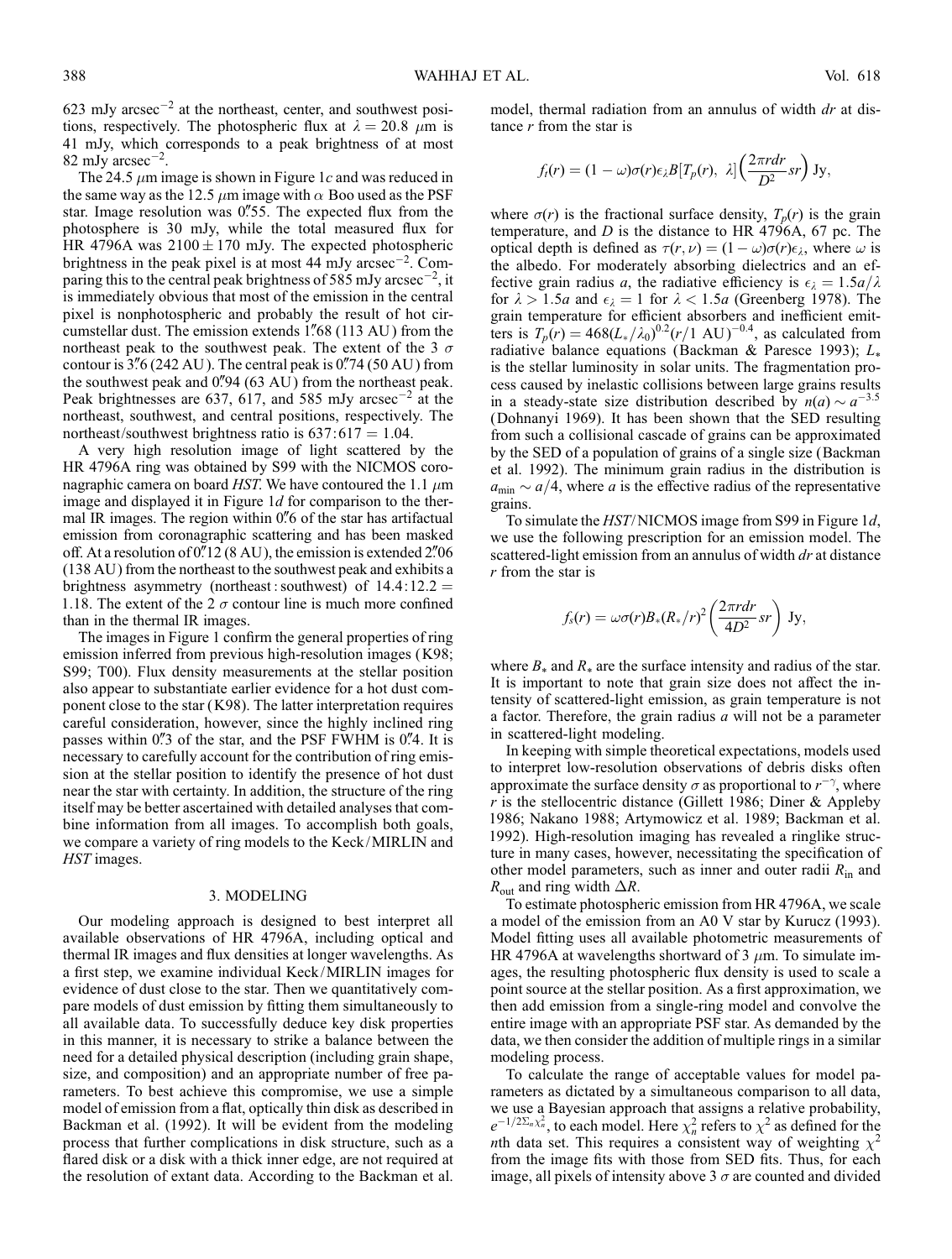623 mJy arcsec$^{-2}$ at the northeast, center, and southwest positions, respectively. The photospheric flux at $\lambda = 20.8$ $\mu$m is 41 mJy, which corresponds to a peak brightness of at most 82 mJy arcsec$^{-2}$.

The 24.5 $\mu$m image is shown in Figure 1*c* and was reduced in the same way as the 12.5 $\mu$m image with $\alpha$ Boo used as the PSF star. Image resolution was 0.″55. The expected flux from the photosphere is 30 mJy, while the total measured flux for HR 4796A was $2100 \pm 170$ mJy. The expected photospheric brightness in the peak pixel is at most 44 mJy arcsec$^{-2}$. Comparing this to the central peak brightness of 585 mJy arcsec$^{-2}$, it is immediately obvious that most of the emission in the central pixel is nonphotospheric and probably the result of hot circumstellar dust. The emission extends 1.″68 (113 AU) from the northeast peak to the southwest peak. The extent of the 3 $\sigma$ contour is 3.″6 (242 AU). The central peak is 0.″74 (50 AU) from the southwest peak and 0.″94 (63 AU) from the northeast peak. Peak brightnesses are 637, 617, and 585 mJy arcsec$^{-2}$ at the northeast, southwest, and central positions, respectively. The northeast/southwest brightness ratio is $637{:}617 = 1.04$.

A very high resolution image of light scattered by the HR 4796A ring was obtained by S99 with the NICMOS coronagraphic camera on board *HST*. We have contoured the 1.1 $\mu$m image and displayed it in Figure 1*d* for comparison to the thermal IR images. The region within 0.″6 of the star has artifactual emission from coronagraphic scattering and has been masked off. At a resolution of 0.″12 (8 AU), the emission is extended 2.″06 (138 AU) from the northeast to the southwest peak and exhibits a brightness asymmetry (northeast : southwest) of $14.4{:}12.2 = 1.18$. The extent of the 2 $\sigma$ contour line is much more confined than in the thermal IR images.

The images in Figure 1 confirm the general properties of ring emission inferred from previous high-resolution images (K98; S99; T00). Flux density measurements at the stellar position also appear to substantiate earlier evidence for a hot dust component close to the star (K98). The latter interpretation requires careful consideration, however, since the highly inclined ring passes within 0.″3 of the star, and the PSF FWHM is 0.″4. It is necessary to carefully account for the contribution of ring emission at the stellar position to identify the presence of hot dust near the star with certainty. In addition, the structure of the ring itself may be better ascertained with detailed analyses that combine information from all images. To accomplish both goals, we compare a variety of ring models to the Keck/MIRLIN and *HST* images.

## 3. MODELING

Our modeling approach is designed to best interpret all available observations of HR 4796A, including optical and thermal IR images and flux densities at longer wavelengths. As a first step, we examine individual Keck/MIRLIN images for evidence of dust close to the star. Then we quantitatively compare models of dust emission by fitting them simultaneously to all available data. To successfully deduce key disk properties in this manner, it is necessary to strike a balance between the need for a detailed physical description (including grain shape, size, and composition) and an appropriate number of free parameters. To best achieve this compromise, we use a simple model of emission from a flat, optically thin disk as described in Backman et al. (1992). It will be evident from the modeling process that further complications in disk structure, such as a flared disk or a disk with a thick inner edge, are not required at the resolution of extant data. According to the Backman et al. model, thermal radiation from an annulus of width $dr$ at distance $r$ from the star is

$$f_t(r) = (1-\omega)\sigma(r)\epsilon_\lambda B[T_p(r),\ \lambda]\left(\frac{2\pi r dr}{D^2} sr\right) \text{ Jy},$$

where $\sigma(r)$ is the fractional surface density, $T_p(r)$ is the grain temperature, and $D$ is the distance to HR 4796A, 67 pc. The optical depth is defined as $\tau(r, \nu) = (1-\omega)\sigma(r)\epsilon_\lambda$, where $\omega$ is the albedo. For moderately absorbing dielectrics and an effective grain radius $a$, the radiative efficiency is $\epsilon_\lambda = 1.5a/\lambda$ for $\lambda > 1.5a$ and $\epsilon_\lambda = 1$ for $\lambda < 1.5a$ (Greenberg 1978). The grain temperature for efficient absorbers and inefficient emitters is $T_p(r) = 468(L_*/\lambda_0)^{0.2}(r/1 \text{ AU})^{-0.4}$, as calculated from radiative balance equations (Backman & Paresce 1993); $L_*$ is the stellar luminosity in solar units. The fragmentation process caused by inelastic collisions between large grains results in a steady-state size distribution described by $n(a) \sim a^{-3.5}$ (Dohnanyi 1969). It has been shown that the SED resulting from such a collisional cascade of grains can be approximated by the SED of a population of grains of a single size (Backman et al. 1992). The minimum grain radius in the distribution is $a_{\text{min}} \sim a/4$, where $a$ is the effective radius of the representative grains.

To simulate the *HST*/NICMOS image from S99 in Figure 1*d*, we use the following prescription for an emission model. The scattered-light emission from an annulus of width $dr$ at distance $r$ from the star is

$$f_s(r) = \omega\sigma(r)B_*(R_*/r)^2\left(\frac{2\pi r dr}{4D^2} sr\right) \text{ Jy},$$

where $B_*$ and $R_*$ are the surface intensity and radius of the star. It is important to note that grain size does not affect the intensity of scattered-light emission, as grain temperature is not a factor. Therefore, the grain radius $a$ will not be a parameter in scattered-light modeling.

In keeping with simple theoretical expectations, models used to interpret low-resolution observations of debris disks often approximate the surface density $\sigma$ as proportional to $r^{-\gamma}$, where $r$ is the stellocentric distance (Gillett 1986; Diner & Appleby 1986; Nakano 1988; Artymowicz et al. 1989; Backman et al. 1992). High-resolution imaging has revealed a ringlike structure in many cases, however, necessitating the specification of other model parameters, such as inner and outer radii $R_{\text{in}}$ and $R_{\text{out}}$ and ring width $\Delta R$.

To estimate photospheric emission from HR 4796A, we scale a model of the emission from an A0 V star by Kurucz (1993). Model fitting uses all available photometric measurements of HR 4796A at wavelengths shortward of 3 $\mu$m. To simulate images, the resulting photospheric flux density is used to scale a point source at the stellar position. As a first approximation, we then add emission from a single-ring model and convolve the entire image with an appropriate PSF star. As demanded by the data, we then consider the addition of multiple rings in a similar modeling process.

To calculate the range of acceptable values for model parameters as dictated by a simultaneous comparison to all data, we use a Bayesian approach that assigns a relative probability, $e^{-1/2\Sigma_n \chi_n^2}$, to each model. Here $\chi_n^2$ refers to $\chi^2$ as defined for the $n$th data set. This requires a consistent way of weighting $\chi^2$ from the image fits with those from SED fits. Thus, for each image, all pixels of intensity above 3 $\sigma$ are counted and divided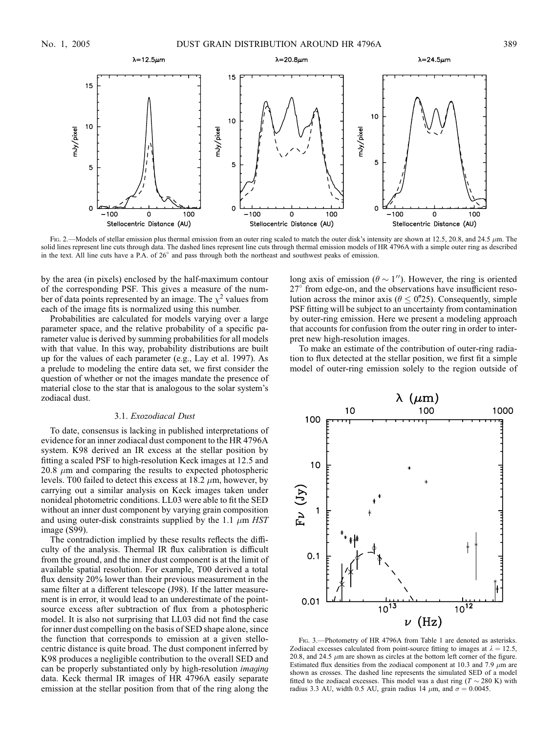FIG. 2.—Models of stellar emission plus thermal emission from an outer ring scaled to match the outer disk's intensity are shown at 12.5, 20.8, and 24.5 $\mu$m. The solid lines represent line cuts through data. The dashed lines represent line cuts through thermal emission models of HR 4796A with a simple outer ring as described in the text. All line cuts have a P.A. of 26° and pass through both the northeast and southwest peaks of emission.

by the area (in pixels) enclosed by the half-maximum contour of the corresponding PSF. This gives a measure of the number of data points represented by an image. The $\chi^2$ values from each of the image fits is normalized using this number.

Probabilities are calculated for models varying over a large parameter space, and the relative probability of a specific parameter value is derived by summing probabilities for all models with that value. In this way, probability distributions are built up for the values of each parameter (e.g., Lay et al. 1997). As a prelude to modeling the entire data set, we first consider the question of whether or not the images mandate the presence of material close to the star that is analogous to the solar system's zodiacal dust.

### 3.1. *Exozodiacal Dust*

To date, consensus is lacking in published interpretations of evidence for an inner zodiacal dust component to the HR 4796A system. K98 derived an IR excess at the stellar position by fitting a scaled PSF to high-resolution Keck images at 12.5 and 20.8 $\mu$m and comparing the results to expected photospheric levels. T00 failed to detect this excess at 18.2 $\mu$m, however, by carrying out a similar analysis on Keck images taken under nonideal photometric conditions. LL03 were able to fit the SED without an inner dust component by varying grain composition and using outer-disk constraints supplied by the 1.1 $\mu$m *HST* image (S99).

The contradiction implied by these results reflects the difficulty of the analysis. Thermal IR flux calibration is difficult from the ground, and the inner dust component is at the limit of available spatial resolution. For example, T00 derived a total flux density 20% lower than their previous measurement in the same filter at a different telescope (J98). If the latter measurement is in error, it would lead to an underestimate of the point-source excess after subtraction of flux from a photospheric model. It is also not surprising that LL03 did not find the case for inner dust compelling on the basis of SED shape alone, since the function that corresponds to emission at a given stellocentric distance is quite broad. The dust component inferred by K98 produces a negligible contribution to the overall SED and can be properly substantiated only by high-resolution *imaging* data. Keck thermal IR images of HR 4796A easily separate emission at the stellar position from that of the ring along the long axis of emission ($\theta \sim 1''$). However, the ring is oriented 27° from edge-on, and the observations have insufficient resolution across the minor axis ($\theta \leq 0\farcs25$). Consequently, simple PSF fitting will be subject to an uncertainty from contamination by outer-ring emission. Here we present a modeling approach that accounts for confusion from the outer ring in order to interpret new high-resolution images.

To make an estimate of the contribution of outer-ring radiation to flux detected at the stellar position, we first fit a simple model of outer-ring emission solely to the region outside of

FIG. 3.—Photometry of HR 4796A from Table 1 are denoted as asterisks. Zodiacal excesses calculated from point-source fitting to images at $\lambda = 12.5$, 20.8, and 24.5 $\mu$m are shown as circles at the bottom left corner of the figure. Estimated flux densities from the zodiacal component at 10.3 and 7.9 $\mu$m are shown as crosses. The dashed line represents the simulated SED of a model fitted to the zodiacal excesses. This model was a dust ring ($T \sim 280$ K) with radius 3.3 AU, width 0.5 AU, grain radius 14 $\mu$m, and $\sigma = 0.0045$.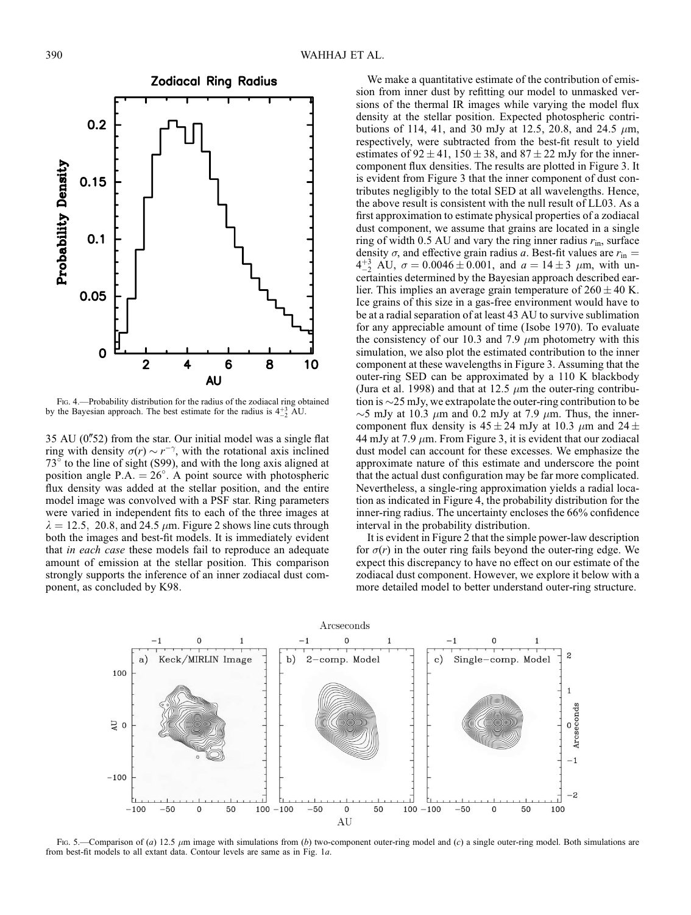Fig. 4.—Probability distribution for the radius of the zodiacal ring obtained by the Bayesian approach. The best estimate for the radius is $4^{+3}_{-2}$ AU.

35 AU (0."52) from the star. Our initial model was a single flat ring with density $\sigma(r) \sim r^{-\gamma}$, with the rotational axis inclined 73° to the line of sight (S99), and with the long axis aligned at position angle P.A. = 26°. A point source with photospheric flux density was added at the stellar position, and the entire model image was convolved with a PSF star. Ring parameters were varied in independent fits to each of the three images at $\lambda = 12.5$, 20.8, and 24.5 $\mu$m. Figure 2 shows line cuts through both the images and best-fit models. It is immediately evident that *in each case* these models fail to reproduce an adequate amount of emission at the stellar position. This comparison strongly supports the inference of an inner zodiacal dust component, as concluded by K98.

We make a quantitative estimate of the contribution of emission from inner dust by refitting our model to unmasked versions of the thermal IR images while varying the model flux density at the stellar position. Expected photospheric contributions of 114, 41, and 30 mJy at 12.5, 20.8, and 24.5 $\mu$m, respectively, were subtracted from the best-fit result to yield estimates of $92 \pm 41$, $150 \pm 38$, and $87 \pm 22$ mJy for the inner-component flux densities. The results are plotted in Figure 3. It is evident from Figure 3 that the inner component of dust contributes negligibly to the total SED at all wavelengths. Hence, the above result is consistent with the null result of LL03. As a first approximation to estimate physical properties of a zodiacal dust component, we assume that grains are located in a single ring of width 0.5 AU and vary the ring inner radius $r_{\rm in}$, surface density $\sigma$, and effective grain radius $a$. Best-fit values are $r_{\rm in} = 4^{+3}_{-2}$ AU, $\sigma = 0.0046 \pm 0.001$, and $a = 14 \pm 3$ $\mu$m, with uncertainties determined by the Bayesian approach described earlier. This implies an average grain temperature of $260 \pm 40$ K. Ice grains of this size in a gas-free environment would have to be at a radial separation of at least 43 AU to survive sublimation for any appreciable amount of time (Isobe 1970). To evaluate the consistency of our 10.3 and 7.9 $\mu$m photometry with this simulation, we also plot the estimated contribution to the inner component at these wavelengths in Figure 3. Assuming that the outer-ring SED can be approximated by a 110 K blackbody (Jura et al. 1998) and that at 12.5 $\mu$m the outer-ring contribution is ~25 mJy, we extrapolate the outer-ring contribution to be ~5 mJy at 10.3 $\mu$m and 0.2 mJy at 7.9 $\mu$m. Thus, the inner-component flux density is $45 \pm 24$ mJy at 10.3 $\mu$m and $24 \pm 44$ mJy at 7.9 $\mu$m. From Figure 3, it is evident that our zodiacal dust model can account for these excesses. We emphasize the approximate nature of this estimate and underscore the point that the actual dust configuration may be far more complicated. Nevertheless, a single-ring approximation yields a radial location as indicated in Figure 4, the probability distribution for the inner-ring radius. The uncertainty encloses the 66% confidence interval in the probability distribution.

It is evident in Figure 2 that the simple power-law description for $\sigma(r)$ in the outer ring fails beyond the outer-ring edge. We expect this discrepancy to have no effect on our estimate of the zodiacal dust component. However, we explore it below with a more detailed model to better understand outer-ring structure.

Fig. 5.—Comparison of (*a*) 12.5 $\mu$m image with simulations from (*b*) two-component outer-ring model and (*c*) a single outer-ring model. Both simulations are from best-fit models to all extant data. Contour levels are same as in Fig. 1*a*.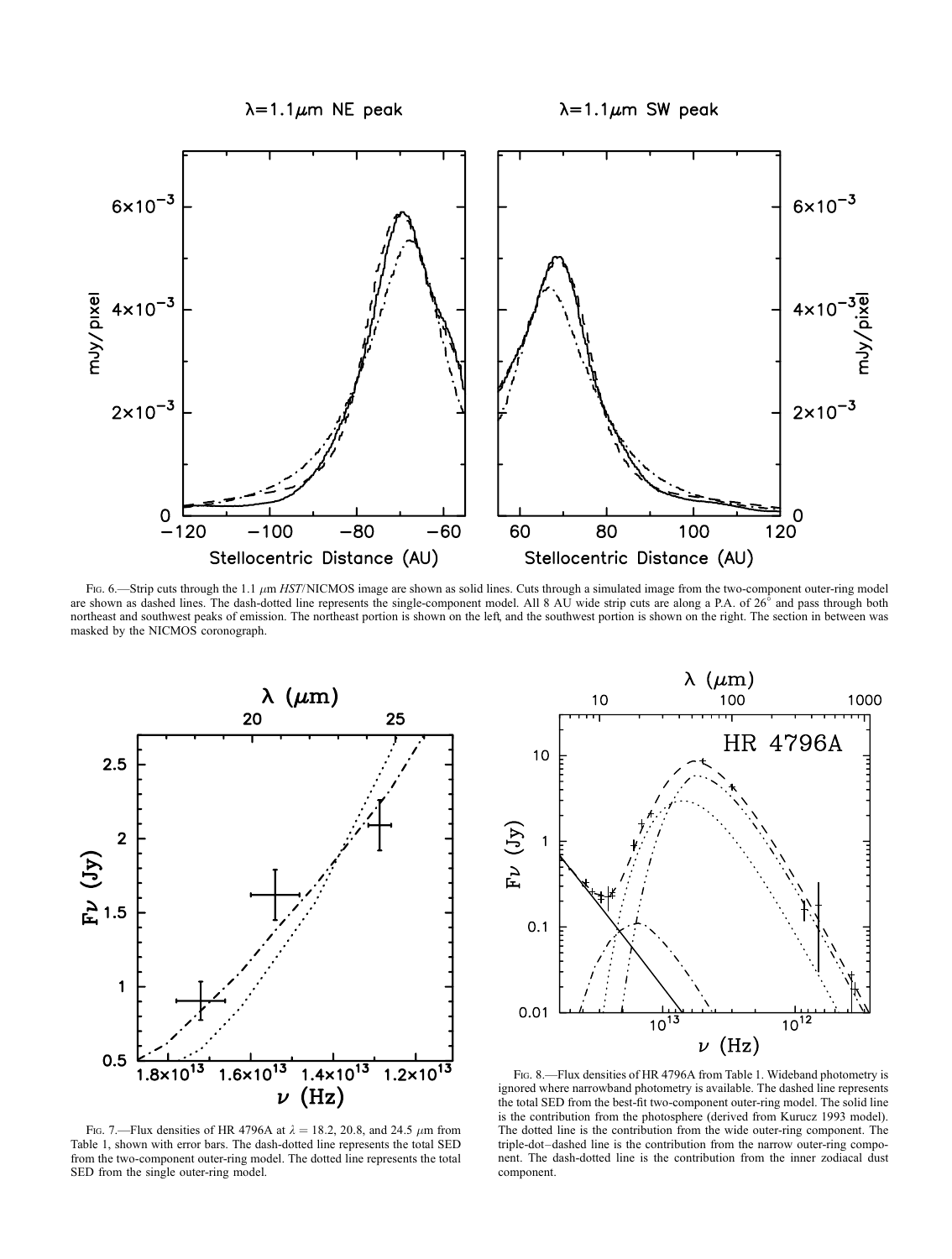Fig. 6.—Strip cuts through the 1.1 μm *HST*/NICMOS image are shown as solid lines. Cuts through a simulated image from the two-component outer-ring model are shown as dashed lines. The dash-dotted line represents the single-component model. All 8 AU wide strip cuts are along a P.A. of 26° and pass through both northeast and southwest peaks of emission. The northeast portion is shown on the left, and the southwest portion is shown on the right. The section in between was masked by the NICMOS coronograph.

Fig. 7.—Flux densities of HR 4796A at $\lambda = 18.2$, 20.8, and 24.5 μm from Table 1, shown with error bars. The dash-dotted line represents the total SED from the two-component outer-ring model. The dotted line represents the total SED from the single outer-ring model.

Fig. 8.—Flux densities of HR 4796A from Table 1. Wideband photometry is ignored where narrowband photometry is available. The dashed line represents the total SED from the best-fit two-component outer-ring model. The solid line is the contribution from the photosphere (derived from Kurucz 1993 model). The dotted line is the contribution from the wide outer-ring component. The triple-dot–dashed line is the contribution from the narrow outer-ring component. The dash-dotted line is the contribution from the inner zodiacal dust component.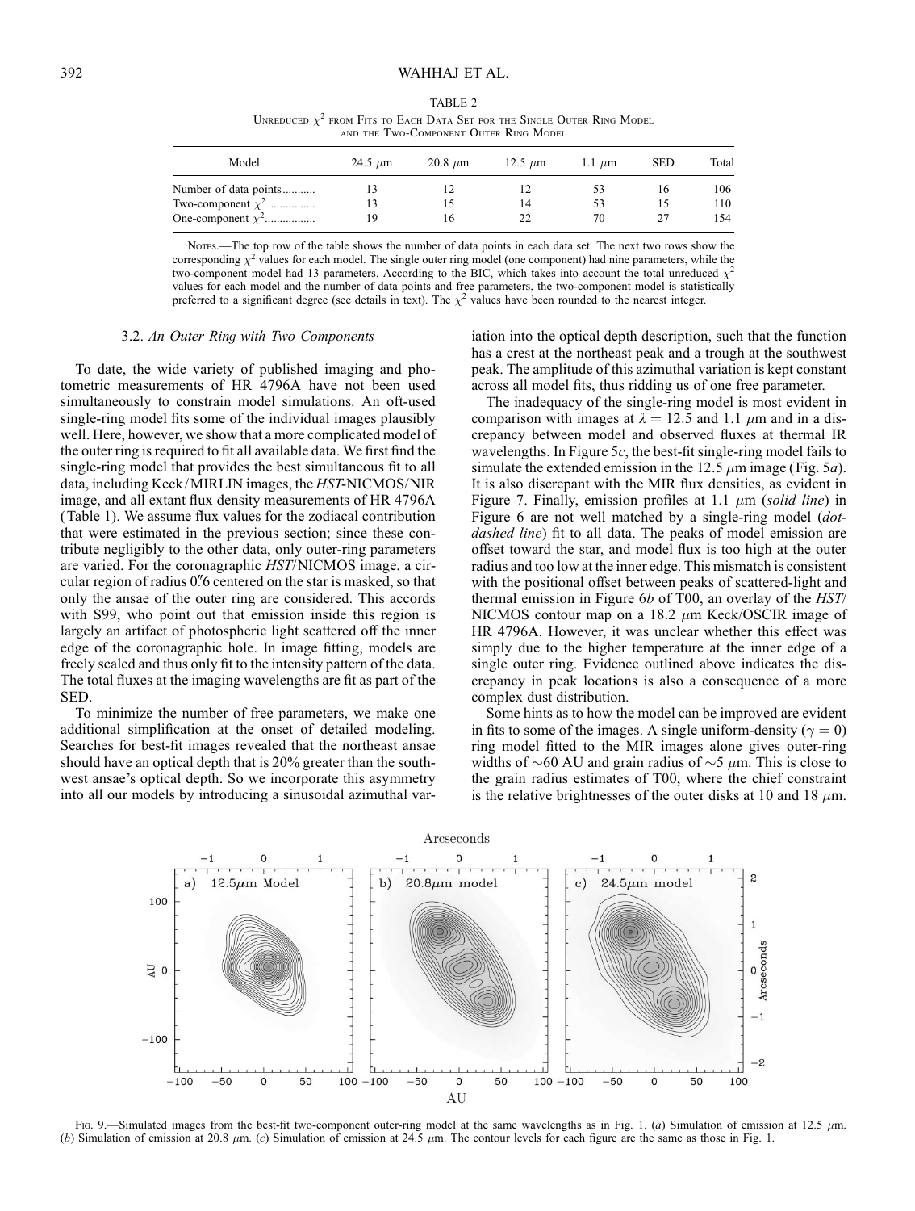TABLE 2

Unreduced $\chi^2$ from Fits to Each Data Set for the Single Outer Ring Model and the Two-Component Outer Ring Model

| Model | 24.5 $\mu$m | 20.8 $\mu$m | 12.5 $\mu$m | 1.1 $\mu$m | SED | Total |
|---|---|---|---|---|---|---|
| Number of data points........... | 13 | 12 | 12 | 53 | 16 | 106 |
| Two-component $\chi^2$................ | 13 | 15 | 14 | 53 | 15 | 110 |
| One-component $\chi^2$................. | 19 | 16 | 22 | 70 | 27 | 154 |

Notes.—The top row of the table shows the number of data points in each data set. The next two rows show the corresponding $\chi^2$ values for each model. The single outer ring model (one component) had nine parameters, while the two-component model had 13 parameters. According to the BIC, which takes into account the total unreduced $\chi^2$ values for each model and the number of data points and free parameters, the two-component model is statistically preferred to a significant degree (see details in text). The $\chi^2$ values have been rounded to the nearest integer.

### 3.2. *An Outer Ring with Two Components*

To date, the wide variety of published imaging and photometric measurements of HR 4796A have not been used simultaneously to constrain model simulations. An oft-used single-ring model fits some of the individual images plausibly well. Here, however, we show that a more complicated model of the outer ring is required to fit all available data. We first find the single-ring model that provides the best simultaneous fit to all data, including Keck/MIRLIN images, the *HST*-NICMOS/NIR image, and all extant flux density measurements of HR 4796A (Table 1). We assume flux values for the zodiacal contribution that were estimated in the previous section; since these contribute negligibly to the other data, only outer-ring parameters are varied. For the coronagraphic *HST*/NICMOS image, a circular region of radius 0$''$.6 centered on the star is masked, so that only the ansae of the outer ring are considered. This accords with S99, who point out that emission inside this region is largely an artifact of photospheric light scattered off the inner edge of the coronagraphic hole. In image fitting, models are freely scaled and thus only fit to the intensity pattern of the data. The total fluxes at the imaging wavelengths are fit as part of the SED.

To minimize the number of free parameters, we make one additional simplification at the onset of detailed modeling. Searches for best-fit images revealed that the northeast ansae should have an optical depth that is 20% greater than the southwest ansae's optical depth. So we incorporate this asymmetry into all our models by introducing a sinusoidal azimuthal variation into the optical depth description, such that the function has a crest at the northeast peak and a trough at the southwest peak. The amplitude of this azimuthal variation is kept constant across all model fits, thus ridding us of one free parameter.

The inadequacy of the single-ring model is most evident in comparison with images at $\lambda = 12.5$ and 1.1 $\mu$m and in a discrepancy between model and observed fluxes at thermal IR wavelengths. In Figure 5*c*, the best-fit single-ring model fails to simulate the extended emission in the 12.5 $\mu$m image (Fig. 5*a*). It is also discrepant with the MIR flux densities, as evident in Figure 7. Finally, emission profiles at 1.1 $\mu$m (*solid line*) in Figure 6 are not well matched by a single-ring model (*dot-dashed line*) fit to all data. The peaks of model emission are offset toward the star, and model flux is too high at the outer radius and too low at the inner edge. This mismatch is consistent with the positional offset between peaks of scattered-light and thermal emission in Figure 6*b* of T00, an overlay of the *HST*/NICMOS contour map on a 18.2 $\mu$m Keck/OSCIR image of HR 4796A. However, it was unclear whether this effect was simply due to the higher temperature at the inner edge of a single outer ring. Evidence outlined above indicates the discrepancy in peak locations is also a consequence of a more complex dust distribution.

Some hints as to how the model can be improved are evident in fits to some of the images. A single uniform-density ($\gamma = 0$) ring model fitted to the MIR images alone gives outer-ring widths of ~60 AU and grain radius of ~5 $\mu$m. This is close to the grain radius estimates of T00, where the chief constraint is the relative brightnesses of the outer disks at 10 and 18 $\mu$m.

Fig. 9.—Simulated images from the best-fit two-component outer-ring model at the same wavelengths as in Fig. 1. (*a*) Simulation of emission at 12.5 $\mu$m. (*b*) Simulation of emission at 20.8 $\mu$m. (*c*) Simulation of emission at 24.5 $\mu$m. The contour levels for each figure are the same as those in Fig. 1.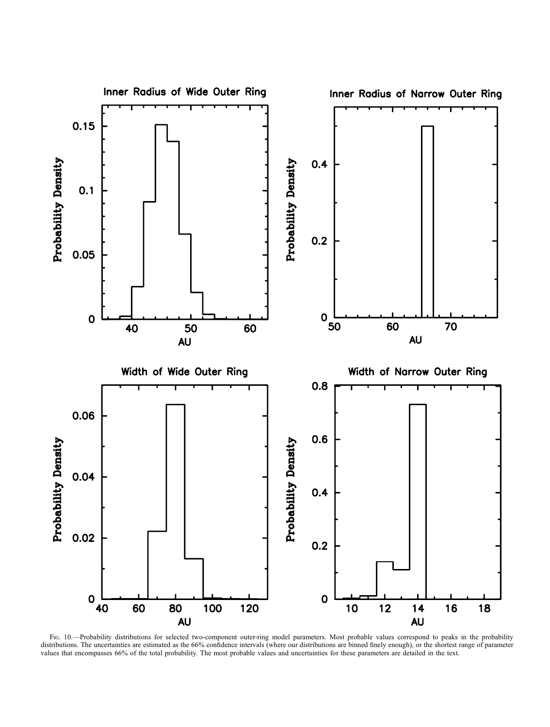Fig. 10.—Probability distributions for selected two-component outer-ring model parameters. Most probable values correspond to peaks in the probability distributions. The uncertainties are estimated as the 66% confidence intervals (where our distributions are binned finely enough), or the shortest range of parameter values that encompasses 66% of the total probability. The most probable values and uncertainties for these parameters are detailed in the text.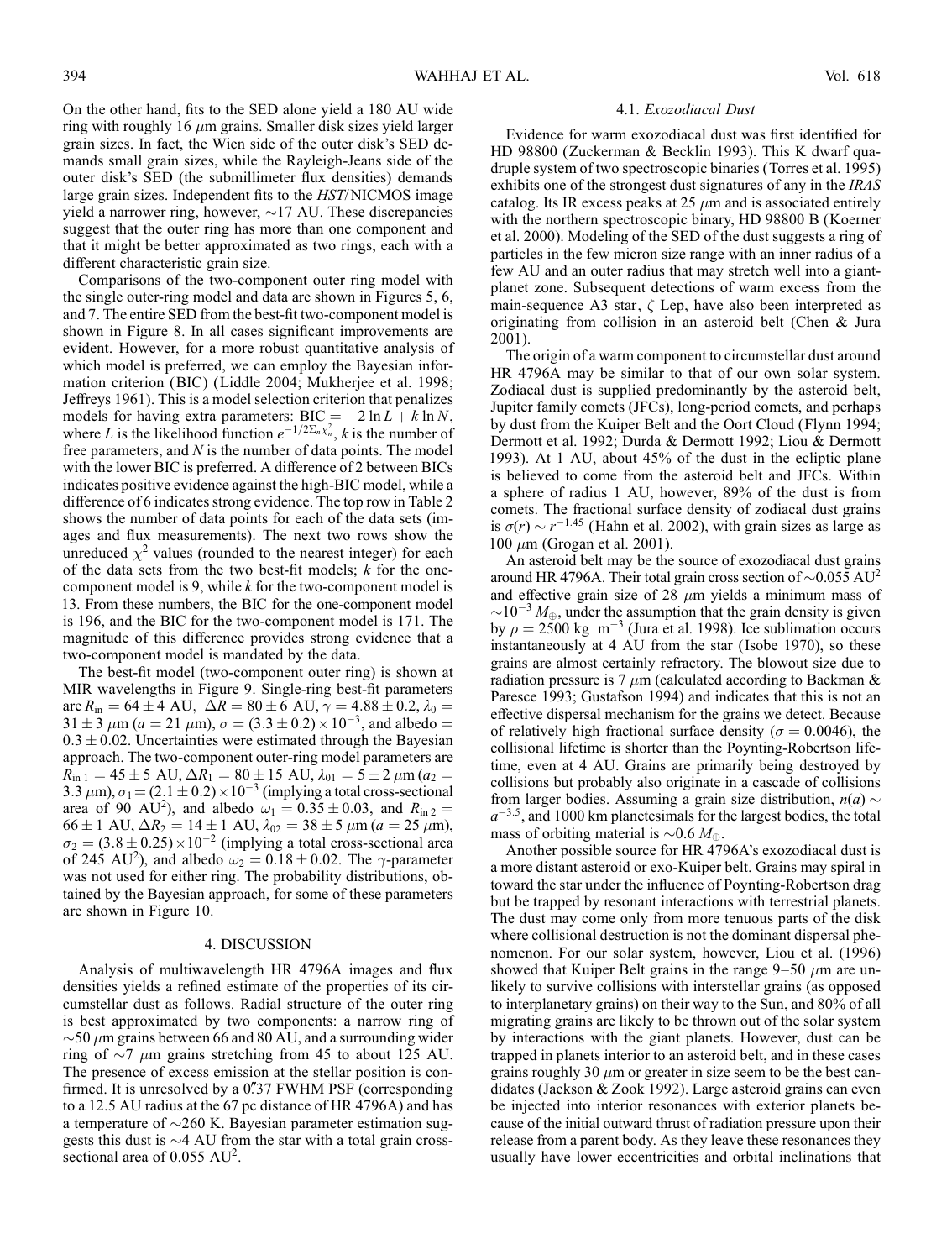On the other hand, fits to the SED alone yield a 180 AU wide ring with roughly 16 $\mu$m grains. Smaller disk sizes yield larger grain sizes. In fact, the Wien side of the outer disk's SED demands small grain sizes, while the Rayleigh-Jeans side of the outer disk's SED (the submillimeter flux densities) demands large grain sizes. Independent fits to the *HST*/NICMOS image yield a narrower ring, however, ~17 AU. These discrepancies suggest that the outer ring has more than one component and that it might be better approximated as two rings, each with a different characteristic grain size.

Comparisons of the two-component outer ring model with the single outer-ring model and data are shown in Figures 5, 6, and 7. The entire SED from the best-fit two-component model is shown in Figure 8. In all cases significant improvements are evident. However, for a more robust quantitative analysis of which model is preferred, we can employ the Bayesian information criterion (BIC) (Liddle 2004; Mukherjee et al. 1998; Jeffreys 1961). This is a model selection criterion that penalizes models for having extra parameters: $\mathrm{BIC} = -2 \ln L + k \ln N$, where $L$ is the likelihood function $e^{-1/2\Sigma_n \chi_n^2}$, $k$ is the number of free parameters, and $N$ is the number of data points. The model with the lower BIC is preferred. A difference of 2 between BICs indicates positive evidence against the high-BIC model, while a difference of 6 indicates strong evidence. The top row in Table 2 shows the number of data points for each of the data sets (images and flux measurements). The next two rows show the unreduced $\chi^2$ values (rounded to the nearest integer) for each of the data sets from the two best-fit models; $k$ for the one-component model is 9, while $k$ for the two-component model is 13. From these numbers, the BIC for the one-component model is 196, and the BIC for the two-component model is 171. The magnitude of this difference provides strong evidence that a two-component model is mandated by the data.

The best-fit model (two-component outer ring) is shown at MIR wavelengths in Figure 9. Single-ring best-fit parameters are $R_{\mathrm{in}} = 64 \pm 4$ AU, $\Delta R = 80 \pm 6$ AU, $\gamma = 4.88 \pm 0.2$, $\lambda_0 = 31 \pm 3$ $\mu$m ($a = 21$ $\mu$m), $\sigma = (3.3 \pm 0.2) \times 10^{-3}$, and albedo $= 0.3 \pm 0.02$. Uncertainties were estimated through the Bayesian approach. The two-component outer-ring model parameters are $R_{\mathrm{in}\,1} = 45 \pm 5$ AU, $\Delta R_1 = 80 \pm 15$ AU, $\lambda_{01} = 5 \pm 2$ $\mu$m ($a_2 = 3.3$ $\mu$m), $\sigma_1 = (2.1 \pm 0.2) \times 10^{-3}$ (implying a total cross-sectional area of 90 AU$^2$), and albedo $\omega_1 = 0.35 \pm 0.03$, and $R_{\mathrm{in}\,2} = 66 \pm 1$ AU, $\Delta R_2 = 14 \pm 1$ AU, $\lambda_{02} = 38 \pm 5$ $\mu$m ($a = 25$ $\mu$m), $\sigma_2 = (3.8 \pm 0.25) \times 10^{-2}$ (implying a total cross-sectional area of 245 AU$^2$), and albedo $\omega_2 = 0.18 \pm 0.02$. The $\gamma$-parameter was not used for either ring. The probability distributions, obtained by the Bayesian approach, for some of these parameters are shown in Figure 10.

## 4. DISCUSSION

Analysis of multiwavelength HR 4796A images and flux densities yields a refined estimate of the properties of its circumstellar dust as follows. Radial structure of the outer ring is best approximated by two components: a narrow ring of ~50 $\mu$m grains between 66 and 80 AU, and a surrounding wider ring of ~7 $\mu$m grains stretching from 45 to about 125 AU. The presence of excess emission at the stellar position is confirmed. It is unresolved by a 0."37 FWHM PSF (corresponding to a 12.5 AU radius at the 67 pc distance of HR 4796A) and has a temperature of ~260 K. Bayesian parameter estimation suggests this dust is ~4 AU from the star with a total grain cross-sectional area of 0.055 AU$^2$.

### 4.1. *Exozodiacal Dust*

Evidence for warm exozodiacal dust was first identified for HD 98800 (Zuckerman & Becklin 1993). This K dwarf quadruple system of two spectroscopic binaries (Torres et al. 1995) exhibits one of the strongest dust signatures of any in the *IRAS* catalog. Its IR excess peaks at 25 $\mu$m and is associated entirely with the northern spectroscopic binary, HD 98800 B (Koerner et al. 2000). Modeling of the SED of the dust suggests a ring of particles in the few micron size range with an inner radius of a few AU and an outer radius that may stretch well into a giant-planet zone. Subsequent detections of warm excess from the main-sequence A3 star, $\zeta$ Lep, have also been interpreted as originating from collision in an asteroid belt (Chen & Jura 2001).

The origin of a warm component to circumstellar dust around HR 4796A may be similar to that of our own solar system. Zodiacal dust is supplied predominantly by the asteroid belt, Jupiter family comets (JFCs), long-period comets, and perhaps by dust from the Kuiper Belt and the Oort Cloud (Flynn 1994; Dermott et al. 1992; Durda & Dermott 1992; Liou & Dermott 1993). At 1 AU, about 45% of the dust in the ecliptic plane is believed to come from the asteroid belt and JFCs. Within a sphere of radius 1 AU, however, 89% of the dust is from comets. The fractional surface density of zodiacal dust grains is $\sigma(r) \sim r^{-1.45}$ (Hahn et al. 2002), with grain sizes as large as 100 $\mu$m (Grogan et al. 2001).

An asteroid belt may be the source of exozodiacal dust grains around HR 4796A. Their total grain cross section of ~0.055 AU$^2$ and effective grain size of 28 $\mu$m yields a minimum mass of ~$10^{-3}$ $M_\oplus$, under the assumption that the grain density is given by $\rho = 2500$ kg m$^{-3}$ (Jura et al. 1998). Ice sublimation occurs instantaneously at 4 AU from the star (Isobe 1970), so these grains are almost certainly refractory. The blowout size due to radiation pressure is 7 $\mu$m (calculated according to Backman & Paresce 1993; Gustafson 1994) and indicates that this is not an effective dispersal mechanism for the grains we detect. Because of relatively high fractional surface density ($\sigma = 0.0046$), the collisional lifetime is shorter than the Poynting-Robertson lifetime, even at 4 AU. Grains are primarily being destroyed by collisions but probably also originate in a cascade of collisions from larger bodies. Assuming a grain size distribution, $n(a) \sim a^{-3.5}$, and 1000 km planetesimals for the largest bodies, the total mass of orbiting material is ~0.6 $M_\oplus$.

Another possible source for HR 4796A's exozodiacal dust is a more distant asteroid or exo-Kuiper belt. Grains may spiral in toward the star under the influence of Poynting-Robertson drag but be trapped by resonant interactions with terrestrial planets. The dust may come only from more tenuous parts of the disk where collisional destruction is not the dominant dispersal phenomenon. For our solar system, however, Liou et al. (1996) showed that Kuiper Belt grains in the range 9–50 $\mu$m are unlikely to survive collisions with interstellar grains (as opposed to interplanetary grains) on their way to the Sun, and 80% of all migrating grains are likely to be thrown out of the solar system by interactions with the giant planets. However, dust can be trapped in planets interior to an asteroid belt, and in these cases grains roughly 30 $\mu$m or greater in size seem to be the best candidates (Jackson & Zook 1992). Large asteroid grains can even be injected into interior resonances with exterior planets because of the initial outward thrust of radiation pressure upon their release from a parent body. As they leave these resonances they usually have lower eccentricities and orbital inclinations that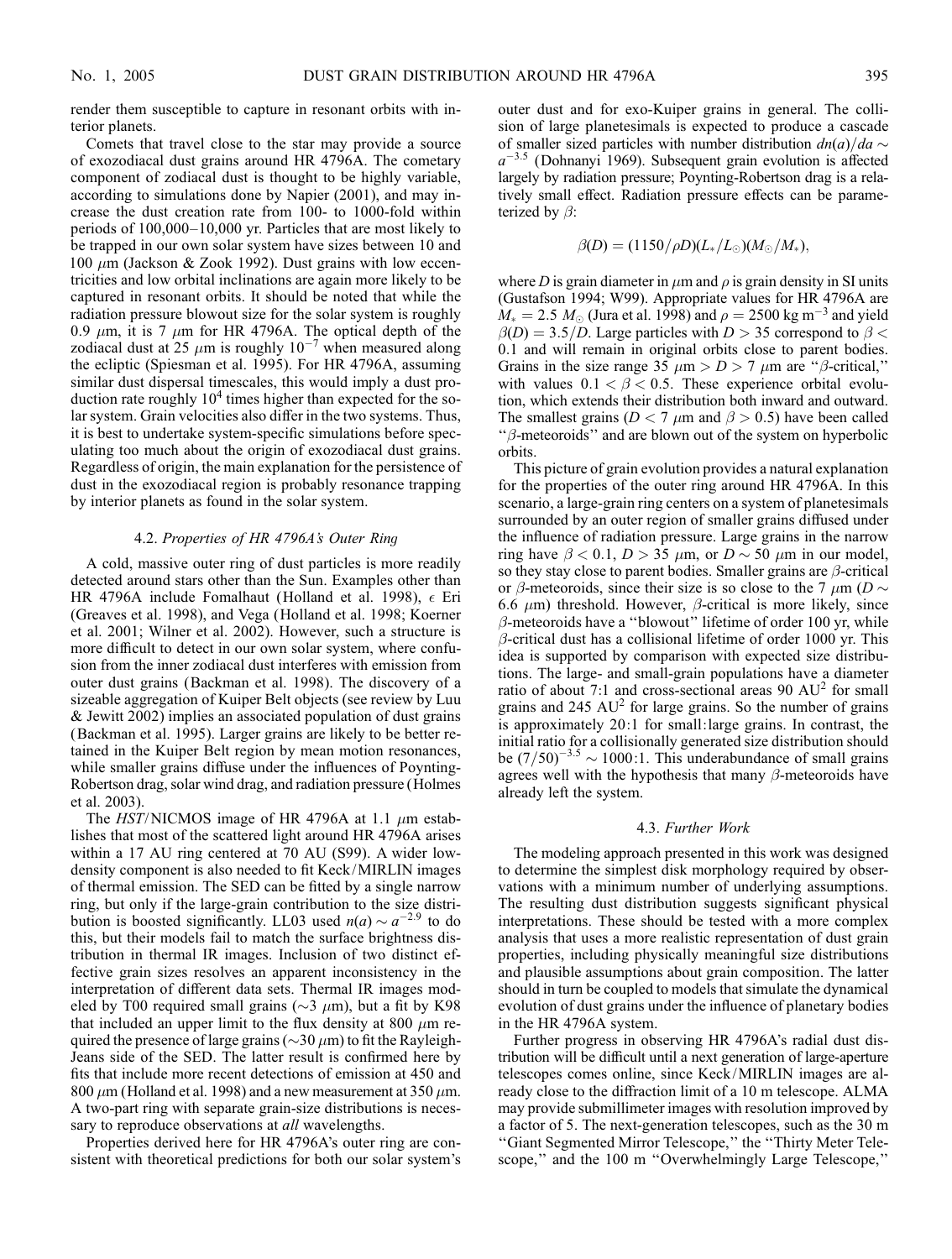render them susceptible to capture in resonant orbits with interior planets.

Comets that travel close to the star may provide a source of exozodiacal dust grains around HR 4796A. The cometary component of zodiacal dust is thought to be highly variable, according to simulations done by Napier (2001), and may increase the dust creation rate from 100- to 1000-fold within periods of 100,000–10,000 yr. Particles that are most likely to be trapped in our own solar system have sizes between 10 and 100 $\mu$m (Jackson & Zook 1992). Dust grains with low eccentricities and low orbital inclinations are again more likely to be captured in resonant orbits. It should be noted that while the radiation pressure blowout size for the solar system is roughly 0.9 $\mu$m, it is 7 $\mu$m for HR 4796A. The optical depth of the zodiacal dust at 25 $\mu$m is roughly $10^{-7}$ when measured along the ecliptic (Spiesman et al. 1995). For HR 4796A, assuming similar dust dispersal timescales, this would imply a dust production rate roughly $10^4$ times higher than expected for the solar system. Grain velocities also differ in the two systems. Thus, it is best to undertake system-specific simulations before speculating too much about the origin of exozodiacal dust grains. Regardless of origin, the main explanation for the persistence of dust in the exozodiacal region is probably resonance trapping by interior planets as found in the solar system.

### 4.2. *Properties of HR 4796A's Outer Ring*

A cold, massive outer ring of dust particles is more readily detected around stars other than the Sun. Examples other than HR 4796A include Fomalhaut (Holland et al. 1998), $\epsilon$ Eri (Greaves et al. 1998), and Vega (Holland et al. 1998; Koerner et al. 2001; Wilner et al. 2002). However, such a structure is more difficult to detect in our own solar system, where confusion from the inner zodiacal dust interferes with emission from outer dust grains (Backman et al. 1998). The discovery of a sizeable aggregation of Kuiper Belt objects (see review by Luu & Jewitt 2002) implies an associated population of dust grains (Backman et al. 1995). Larger grains are likely to be better retained in the Kuiper Belt region by mean motion resonances, while smaller grains diffuse under the influences of Poynting-Robertson drag, solar wind drag, and radiation pressure (Holmes et al. 2003).

The *HST*/NICMOS image of HR 4796A at 1.1 $\mu$m establishes that most of the scattered light around HR 4796A arises within a 17 AU ring centered at 70 AU (S99). A wider low-density component is also needed to fit Keck/MIRLIN images of thermal emission. The SED can be fitted by a single narrow ring, but only if the large-grain contribution to the size distribution is boosted significantly. LL03 used $n(a) \sim a^{-2.9}$ to do this, but their models fail to match the surface brightness distribution in thermal IR images. Inclusion of two distinct effective grain sizes resolves an apparent inconsistency in the interpretation of different data sets. Thermal IR images modeled by T00 required small grains ($\sim$3 $\mu$m), but a fit by K98 that included an upper limit to the flux density at 800 $\mu$m required the presence of large grains ($\sim$30 $\mu$m) to fit the Rayleigh-Jeans side of the SED. The latter result is confirmed here by fits that include more recent detections of emission at 450 and 800 $\mu$m (Holland et al. 1998) and a new measurement at 350 $\mu$m. A two-part ring with separate grain-size distributions is necessary to reproduce observations at *all* wavelengths.

Properties derived here for HR 4796A's outer ring are consistent with theoretical predictions for both our solar system's outer dust and for exo-Kuiper grains in general. The collision of large planetesimals is expected to produce a cascade of smaller sized particles with number distribution $dn(a)/da \sim a^{-3.5}$ (Dohnanyi 1969). Subsequent grain evolution is affected largely by radiation pressure; Poynting-Robertson drag is a relatively small effect. Radiation pressure effects can be parameterized by $\beta$:

$$\beta(D) = (1150/\rho D)(L_*/L_\odot)(M_\odot/M_*),$$

where $D$ is grain diameter in $\mu$m and $\rho$ is grain density in SI units (Gustafson 1994; W99). Appropriate values for HR 4796A are $M_* = 2.5\ M_\odot$ (Jura et al. 1998) and $\rho = 2500$ kg m$^{-3}$ and yield $\beta(D) = 3.5/D$. Large particles with $D > 35$ correspond to $\beta < 0.1$ and will remain in original orbits close to parent bodies. Grains in the size range 35 $\mu$m $> D >$ 7 $\mu$m are "$\beta$-critical," with values $0.1 < \beta < 0.5$. These experience orbital evolution, which extends their distribution both inward and outward. The smallest grains ($D < 7$ $\mu$m and $\beta > 0.5$) have been called "$\beta$-meteoroids" and are blown out of the system on hyperbolic orbits.

This picture of grain evolution provides a natural explanation for the properties of the outer ring around HR 4796A. In this scenario, a large-grain ring centers on a system of planetesimals surrounded by an outer region of smaller grains diffused under the influence of radiation pressure. Large grains in the narrow ring have $\beta < 0.1$, $D > 35$ $\mu$m, or $D \sim 50$ $\mu$m in our model, so they stay close to parent bodies. Smaller grains are $\beta$-critical or $\beta$-meteoroids, since their size is so close to the 7 $\mu$m ($D \sim 6.6$ $\mu$m) threshold. However, $\beta$-critical is more likely, since $\beta$-meteoroids have a "blowout" lifetime of order 100 yr, while $\beta$-critical dust has a collisional lifetime of order 1000 yr. This idea is supported by comparison with expected size distributions. The large- and small-grain populations have a diameter ratio of about 7:1 and cross-sectional areas 90 AU$^2$ for small grains and 245 AU$^2$ for large grains. So the number of grains is approximately 20:1 for small:large grains. In contrast, the initial ratio for a collisionally generated size distribution should be $(7/50)^{-3.5} \sim 1000$:1. This underabundance of small grains agrees well with the hypothesis that many $\beta$-meteoroids have already left the system.

### 4.3. *Further Work*

The modeling approach presented in this work was designed to determine the simplest disk morphology required by observations with a minimum number of underlying assumptions. The resulting dust distribution suggests significant physical interpretations. These should be tested with a more complex analysis that uses a more realistic representation of dust grain properties, including physically meaningful size distributions and plausible assumptions about grain composition. The latter should in turn be coupled to models that simulate the dynamical evolution of dust grains under the influence of planetary bodies in the HR 4796A system.

Further progress in observing HR 4796A's radial dust distribution will be difficult until a next generation of large-aperture telescopes comes online, since Keck/MIRLIN images are already close to the diffraction limit of a 10 m telescope. ALMA may provide submillimeter images with resolution improved by a factor of 5. The next-generation telescopes, such as the 30 m "Giant Segmented Mirror Telescope," the "Thirty Meter Telescope," and the 100 m "Overwhelmingly Large Telescope,"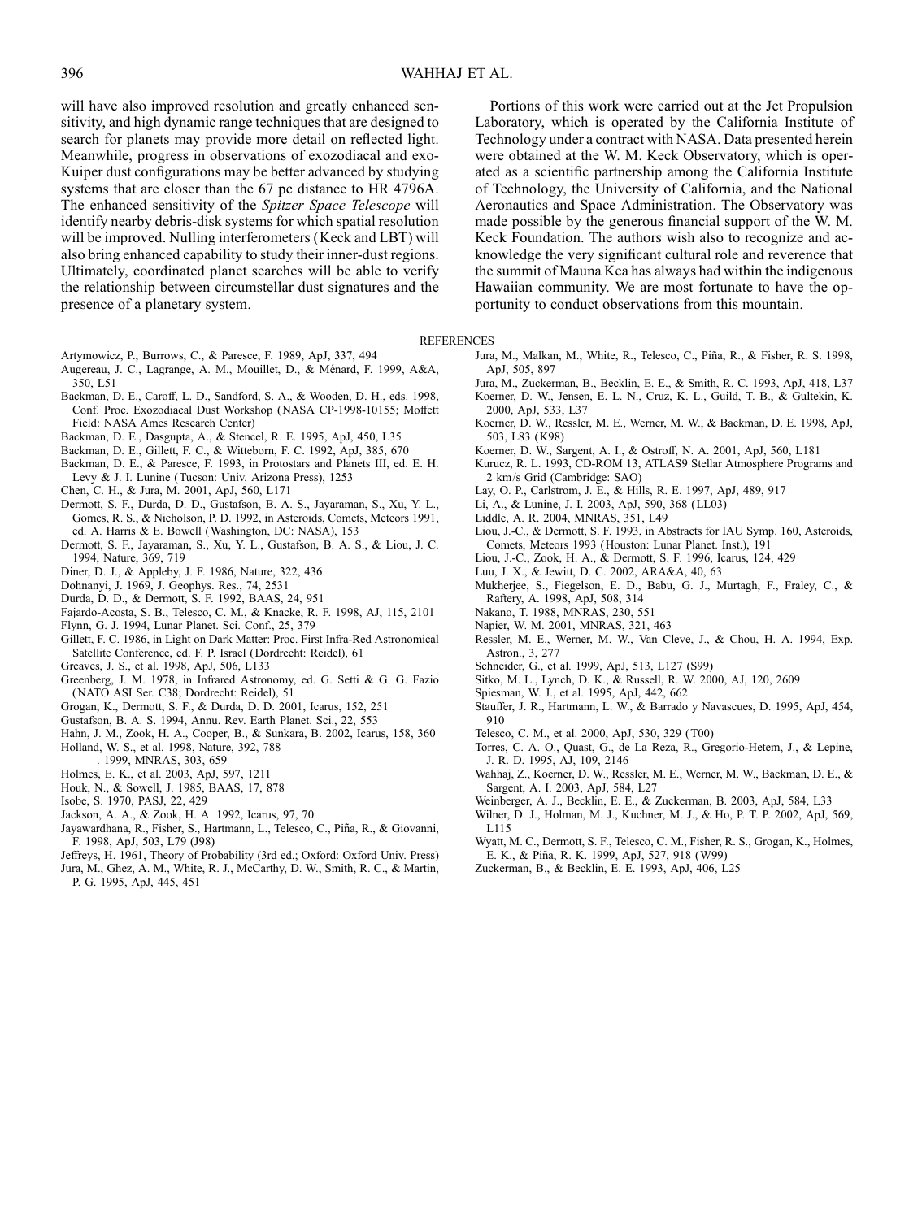will have also improved resolution and greatly enhanced sensitivity, and high dynamic range techniques that are designed to search for planets may provide more detail on reflected light. Meanwhile, progress in observations of exozodiacal and exo-Kuiper dust configurations may be better advanced by studying systems that are closer than the 67 pc distance to HR 4796A. The enhanced sensitivity of the *Spitzer Space Telescope* will identify nearby debris-disk systems for which spatial resolution will be improved. Nulling interferometers (Keck and LBT) will also bring enhanced capability to study their inner-dust regions. Ultimately, coordinated planet searches will be able to verify the relationship between circumstellar dust signatures and the presence of a planetary system.

Portions of this work were carried out at the Jet Propulsion Laboratory, which is operated by the California Institute of Technology under a contract with NASA. Data presented herein were obtained at the W. M. Keck Observatory, which is operated as a scientific partnership among the California Institute of Technology, the University of California, and the National Aeronautics and Space Administration. The Observatory was made possible by the generous financial support of the W. M. Keck Foundation. The authors wish also to recognize and acknowledge the very significant cultural role and reverence that the summit of Mauna Kea has always had within the indigenous Hawaiian community. We are most fortunate to have the opportunity to conduct observations from this mountain.

## REFERENCES

Artymowicz, P., Burrows, C., & Paresce, F. 1989, ApJ, 337, 494
Augereau, J. C., Lagrange, A. M., Mouillet, D., & Ménard, F. 1999, A&A, 350, L51
Backman, D. E., Caroff, L. D., Sandford, S. A., & Wooden, D. H., eds. 1998, Conf. Proc. Exozodiacal Dust Workshop (NASA CP-1998-10155; Moffett Field: NASA Ames Research Center)
Backman, D. E., Dasgupta, A., & Stencel, R. E. 1995, ApJ, 450, L35
Backman, D. E., Gillett, F. C., & Witteborn, F. C. 1992, ApJ, 385, 670
Backman, D. E., & Paresce, F. 1993, in Protostars and Planets III, ed. E. H. Levy & J. I. Lunine (Tucson: Univ. Arizona Press), 1253
Chen, C. H., & Jura, M. 2001, ApJ, 560, L171
Dermott, S. F., Durda, D. D., Gustafson, B. A. S., Jayaraman, S., Xu, Y. L., Gomes, R. S., & Nicholson, P. D. 1992, in Asteroids, Comets, Meteors 1991, ed. A. Harris & E. Bowell (Washington, DC: NASA), 153
Dermott, S. F., Jayaraman, S., Xu, Y. L., Gustafson, B. A. S., & Liou, J. C. 1994, Nature, 369, 719
Diner, D. J., & Appleby, J. F. 1986, Nature, 322, 436
Dohnanyi, J. 1969, J. Geophys. Res., 74, 2531
Durda, D. D., & Dermott, S. F. 1992, BAAS, 24, 951
Fajardo-Acosta, S. B., Telesco, C. M., & Knacke, R. F. 1998, AJ, 115, 2101
Flynn, G. J. 1994, Lunar Planet. Sci. Conf., 25, 379
Gillett, F. C. 1986, in Light on Dark Matter: Proc. First Infra-Red Astronomical Satellite Conference, ed. F. P. Israel (Dordrecht: Reidel), 61
Greaves, J. S., et al. 1998, ApJ, 506, L133
Greenberg, J. M. 1978, in Infrared Astronomy, ed. G. Setti & G. G. Fazio (NATO ASI Ser. C38; Dordrecht: Reidel), 51
Grogan, K., Dermott, S. F., & Durda, D. D. 2001, Icarus, 152, 251
Gustafson, B. A. S. 1994, Annu. Rev. Earth Planet. Sci., 22, 553
Hahn, J. M., Zook, H. A., Cooper, B., & Sunkara, B. 2002, Icarus, 158, 360
Holland, W. S., et al. 1998, Nature, 392, 788
———. 1999, MNRAS, 303, 659
Holmes, E. K., et al. 2003, ApJ, 597, 1211
Houk, N., & Sowell, J. 1985, BAAS, 17, 878
Isobe, S. 1970, PASJ, 22, 429
Jackson, A. A., & Zook, H. A. 1992, Icarus, 97, 70
Jayawardhana, R., Fisher, S., Hartmann, L., Telesco, C., Piña, R., & Giovanni, F. 1998, ApJ, 503, L79 (J98)
Jeffreys, H. 1961, Theory of Probability (3rd ed.; Oxford: Oxford Univ. Press)
Jura, M., Ghez, A. M., White, R. J., McCarthy, D. W., Smith, R. C., & Martin, P. G. 1995, ApJ, 445, 451
Jura, M., Malkan, M., White, R., Telesco, C., Piña, R., & Fisher, R. S. 1998, ApJ, 505, 897
Jura, M., Zuckerman, B., Becklin, E. E., & Smith, R. C. 1993, ApJ, 418, L37
Koerner, D. W., Jensen, E. L. N., Cruz, K. L., Guild, T. B., & Gultekin, K. 2000, ApJ, 533, L37
Koerner, D. W., Ressler, M. E., Werner, M. W., & Backman, D. E. 1998, ApJ, 503, L83 (K98)
Koerner, D. W., Sargent, A. I., & Ostroff, N. A. 2001, ApJ, 560, L181
Kurucz, R. L. 1993, CD-ROM 13, ATLAS9 Stellar Atmosphere Programs and 2 km/s Grid (Cambridge: SAO)
Lay, O. P., Carlstrom, J. E., & Hills, R. E. 1997, ApJ, 489, 917
Li, A., & Lunine, J. I. 2003, ApJ, 590, 368 (LL03)
Liddle, A. R. 2004, MNRAS, 351, L49
Liou, J.-C., & Dermott, S. F. 1993, in Abstracts for IAU Symp. 160, Asteroids, Comets, Meteors 1993 (Houston: Lunar Planet. Inst.), 191
Liou, J.-C., Zook, H. A., & Dermott, S. F. 1996, Icarus, 124, 429
Luu, J. X., & Jewitt, D. C. 2002, ARA&A, 40, 63
Mukherjee, S., Fiegelson, E. D., Babu, G. J., Murtagh, F., Fraley, C., & Raftery, A. 1998, ApJ, 508, 314
Nakano, T. 1988, MNRAS, 230, 551
Napier, W. M. 2001, MNRAS, 321, 463
Ressler, M. E., Werner, M. W., Van Cleve, J., & Chou, H. A. 1994, Exp. Astron., 3, 277
Schneider, G., et al. 1999, ApJ, 513, L127 (S99)
Sitko, M. L., Lynch, D. K., & Russell, R. W. 2000, AJ, 120, 2609
Spiesman, W. J., et al. 1995, ApJ, 442, 662
Stauffer, J. R., Hartmann, L. W., & Barrado y Navascues, D. 1995, ApJ, 454, 910
Telesco, C. M., et al. 2000, ApJ, 530, 329 (T00)
Torres, C. A. O., Quast, G., de La Reza, R., Gregorio-Hetem, J., & Lepine, J. R. D. 1995, AJ, 109, 2146
Wahhaj, Z., Koerner, D. W., Ressler, M. E., Werner, M. W., Backman, D. E., & Sargent, A. I. 2003, ApJ, 584, L27
Weinberger, A. J., Becklin, E. E., & Zuckerman, B. 2003, ApJ, 584, L33
Wilner, D. J., Holman, M. J., Kuchner, M. J., & Ho, P. T. P. 2002, ApJ, 569, L115
Wyatt, M. C., Dermott, S. F., Telesco, C. M., Fisher, R. S., Grogan, K., Holmes, E. K., & Piña, R. K. 1999, ApJ, 527, 918 (W99)
Zuckerman, B., & Becklin, E. E. 1993, ApJ, 406, L25